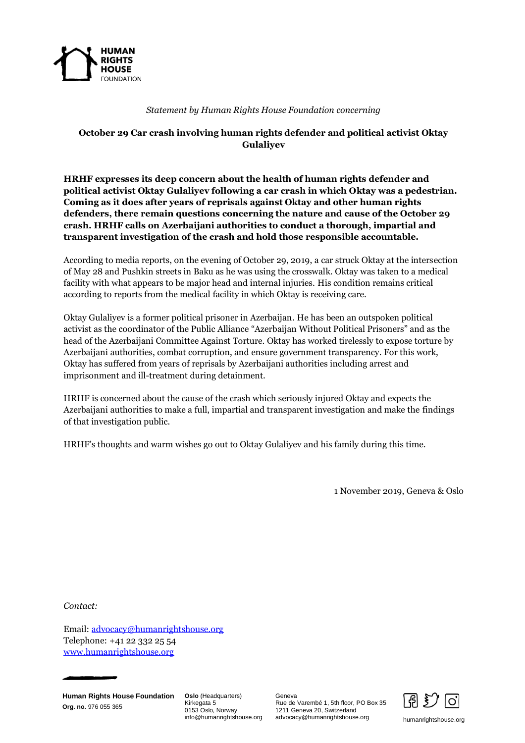*Statement by Human Rights House Foundation concerning*

## October 29 Car crash involving human rights defender and political activist Oktay Gulaliyev

**HRHF expresses its deep concern about the health of human rights defender and political activist Oktay Gulaliyev following a car crash in which Oktay was a pedestrian. Coming as it does after years of reprisals against Oktay and other human rights defenders, there remain questions concerning the nature and cause of the October 29 crash. HRHF calls on Azerbaijani authorities to conduct a thorough, impartial and transparent investigation of the crash and hold those responsible accountable.**

According to media reports, on the evening of October 29, 2019, a car struck Oktay at the intersection of May 28 and Pushkin streets in Baku as he was using the crosswalk. Oktay was taken to a medical facility with what appears to be major head and internal injuries. His condition remains critical according to reports from the medical facility in which Oktay is receiving care.

Oktay Gulaliyev is a former political prisoner in Azerbaijan. He has been an outspoken political activist as the coordinator of the Public Alliance "Azerbaijan Without Political Prisoners" and as the head of the Azerbaijani Committee Against Torture. Oktay has worked tirelessly to expose torture by Azerbaijani authorities, combat corruption, and ensure government transparency. For this work, Oktay has suffered from years of reprisals by Azerbaijani authorities including arrest and imprisonment and ill-treatment during detainment.

HRHF is concerned about the cause of the crash which seriously injured Oktay and expects the Azerbaijani authorities to make a full, impartial and transparent investigation and make the findings of that investigation public.

HRHF's thoughts and warm wishes go out to Oktay Gulaliyev and his family during this time.

1 November 2019, Geneva & Oslo

*Contact:*

Email: advocacy@humanrightshouse.org
Telephone: +41 22 332 25 54
www.humanrightshouse.org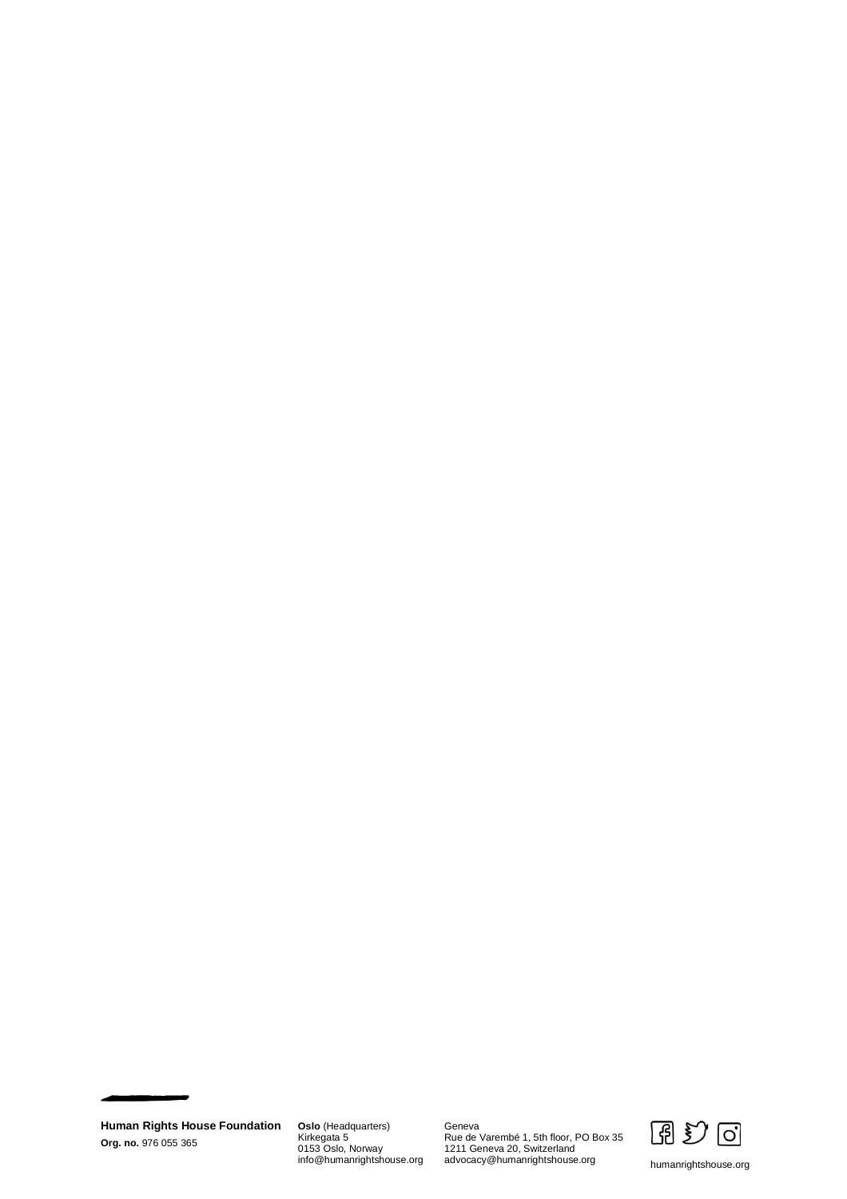**Human Rights House Foundation**
**Org. no.** 976 055 365

**Oslo** (Headquarters)
Kirkegata 5
0153 Oslo, Norway
info@humanrightshouse.org

Geneva
Rue de Varembé 1, 5th floor, PO Box 35
1211 Geneva 20, Switzerland
advocacy@humanrightshouse.org

humanrightshouse.org